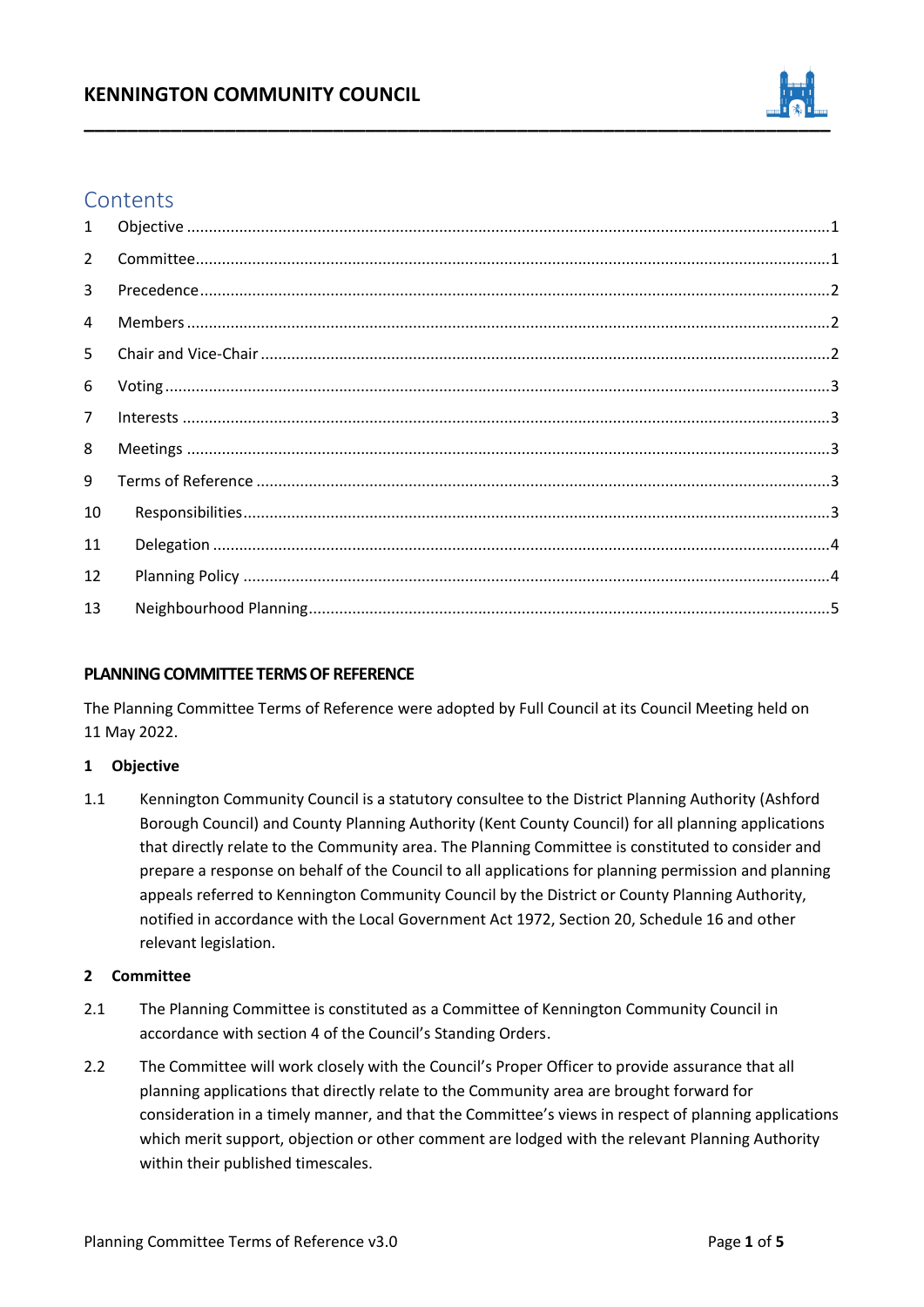# KENNINGTON COMMUNITY COUNCIL

## Contents

1 Objective ........ 1
2 Committee ........ 1
3 Precedence ........ 2
4 Members ........ 2
5 Chair and Vice-Chair ........ 2
6 Voting ........ 3
7 Interests ........ 3
8 Meetings ........ 3
9 Terms of Reference ........ 3
10 Responsibilities ........ 3
11 Delegation ........ 4
12 Planning Policy ........ 4
13 Neighbourhood Planning ........ 5

## PLANNING COMMITTEE TERMS OF REFERENCE

The Planning Committee Terms of Reference were adopted by Full Council at its Council Meeting held on 11 May 2022.

### 1 Objective

1.1 Kennington Community Council is a statutory consultee to the District Planning Authority (Ashford Borough Council) and County Planning Authority (Kent County Council) for all planning applications that directly relate to the Community area. The Planning Committee is constituted to consider and prepare a response on behalf of the Council to all applications for planning permission and planning appeals referred to Kennington Community Council by the District or County Planning Authority, notified in accordance with the Local Government Act 1972, Section 20, Schedule 16 and other relevant legislation.

### 2 Committee

2.1 The Planning Committee is constituted as a Committee of Kennington Community Council in accordance with section 4 of the Council's Standing Orders.

2.2 The Committee will work closely with the Council's Proper Officer to provide assurance that all planning applications that directly relate to the Community area are brought forward for consideration in a timely manner, and that the Committee's views in respect of planning applications which merit support, objection or other comment are lodged with the relevant Planning Authority within their published timescales.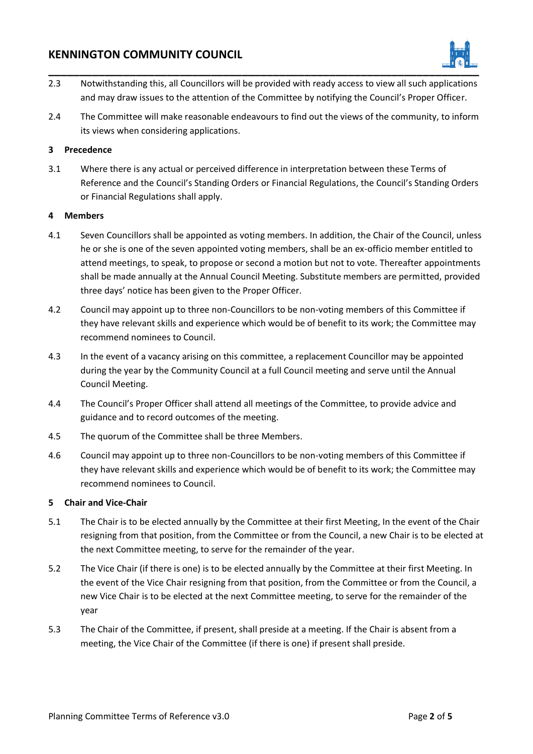2.3 Notwithstanding this, all Councillors will be provided with ready access to view all such applications and may draw issues to the attention of the Committee by notifying the Council's Proper Officer.

2.4 The Committee will make reasonable endeavours to find out the views of the community, to inform its views when considering applications.

## 3 Precedence

3.1 Where there is any actual or perceived difference in interpretation between these Terms of Reference and the Council's Standing Orders or Financial Regulations, the Council's Standing Orders or Financial Regulations shall apply.

## 4 Members

4.1 Seven Councillors shall be appointed as voting members. In addition, the Chair of the Council, unless he or she is one of the seven appointed voting members, shall be an ex-officio member entitled to attend meetings, to speak, to propose or second a motion but not to vote. Thereafter appointments shall be made annually at the Annual Council Meeting. Substitute members are permitted, provided three days' notice has been given to the Proper Officer.

4.2 Council may appoint up to three non-Councillors to be non-voting members of this Committee if they have relevant skills and experience which would be of benefit to its work; the Committee may recommend nominees to Council.

4.3 In the event of a vacancy arising on this committee, a replacement Councillor may be appointed during the year by the Community Council at a full Council meeting and serve until the Annual Council Meeting.

4.4 The Council's Proper Officer shall attend all meetings of the Committee, to provide advice and guidance and to record outcomes of the meeting.

4.5 The quorum of the Committee shall be three Members.

4.6 Council may appoint up to three non-Councillors to be non-voting members of this Committee if they have relevant skills and experience which would be of benefit to its work; the Committee may recommend nominees to Council.

## 5 Chair and Vice-Chair

5.1 The Chair is to be elected annually by the Committee at their first Meeting, In the event of the Chair resigning from that position, from the Committee or from the Council, a new Chair is to be elected at the next Committee meeting, to serve for the remainder of the year.

5.2 The Vice Chair (if there is one) is to be elected annually by the Committee at their first Meeting. In the event of the Vice Chair resigning from that position, from the Committee or from the Council, a new Vice Chair is to be elected at the next Committee meeting, to serve for the remainder of the year

5.3 The Chair of the Committee, if present, shall preside at a meeting. If the Chair is absent from a meeting, the Vice Chair of the Committee (if there is one) if present shall preside.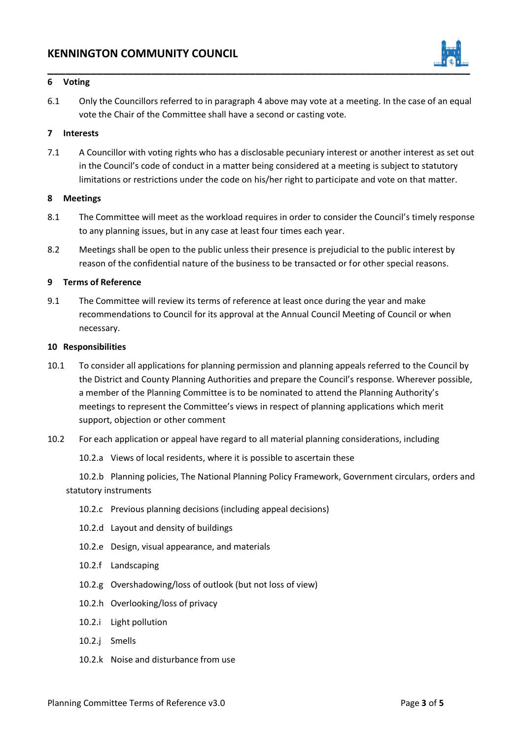## 6 Voting

6.1 Only the Councillors referred to in paragraph 4 above may vote at a meeting. In the case of an equal vote the Chair of the Committee shall have a second or casting vote.

## 7 Interests

7.1 A Councillor with voting rights who has a disclosable pecuniary interest or another interest as set out in the Council's code of conduct in a matter being considered at a meeting is subject to statutory limitations or restrictions under the code on his/her right to participate and vote on that matter.

## 8 Meetings

8.1 The Committee will meet as the workload requires in order to consider the Council's timely response to any planning issues, but in any case at least four times each year.

8.2 Meetings shall be open to the public unless their presence is prejudicial to the public interest by reason of the confidential nature of the business to be transacted or for other special reasons.

## 9 Terms of Reference

9.1 The Committee will review its terms of reference at least once during the year and make recommendations to Council for its approval at the Annual Council Meeting of Council or when necessary.

## 10 Responsibilities

10.1 To consider all applications for planning permission and planning appeals referred to the Council by the District and County Planning Authorities and prepare the Council's response. Wherever possible, a member of the Planning Committee is to be nominated to attend the Planning Authority's meetings to represent the Committee's views in respect of planning applications which merit support, objection or other comment

10.2 For each application or appeal have regard to all material planning considerations, including

10.2.a Views of local residents, where it is possible to ascertain these

10.2.b Planning policies, The National Planning Policy Framework, Government circulars, orders and statutory instruments

10.2.c Previous planning decisions (including appeal decisions)

10.2.d Layout and density of buildings

10.2.e Design, visual appearance, and materials

10.2.f Landscaping

10.2.g Overshadowing/loss of outlook (but not loss of view)

10.2.h Overlooking/loss of privacy

10.2.i Light pollution

10.2.j Smells

10.2.k Noise and disturbance from use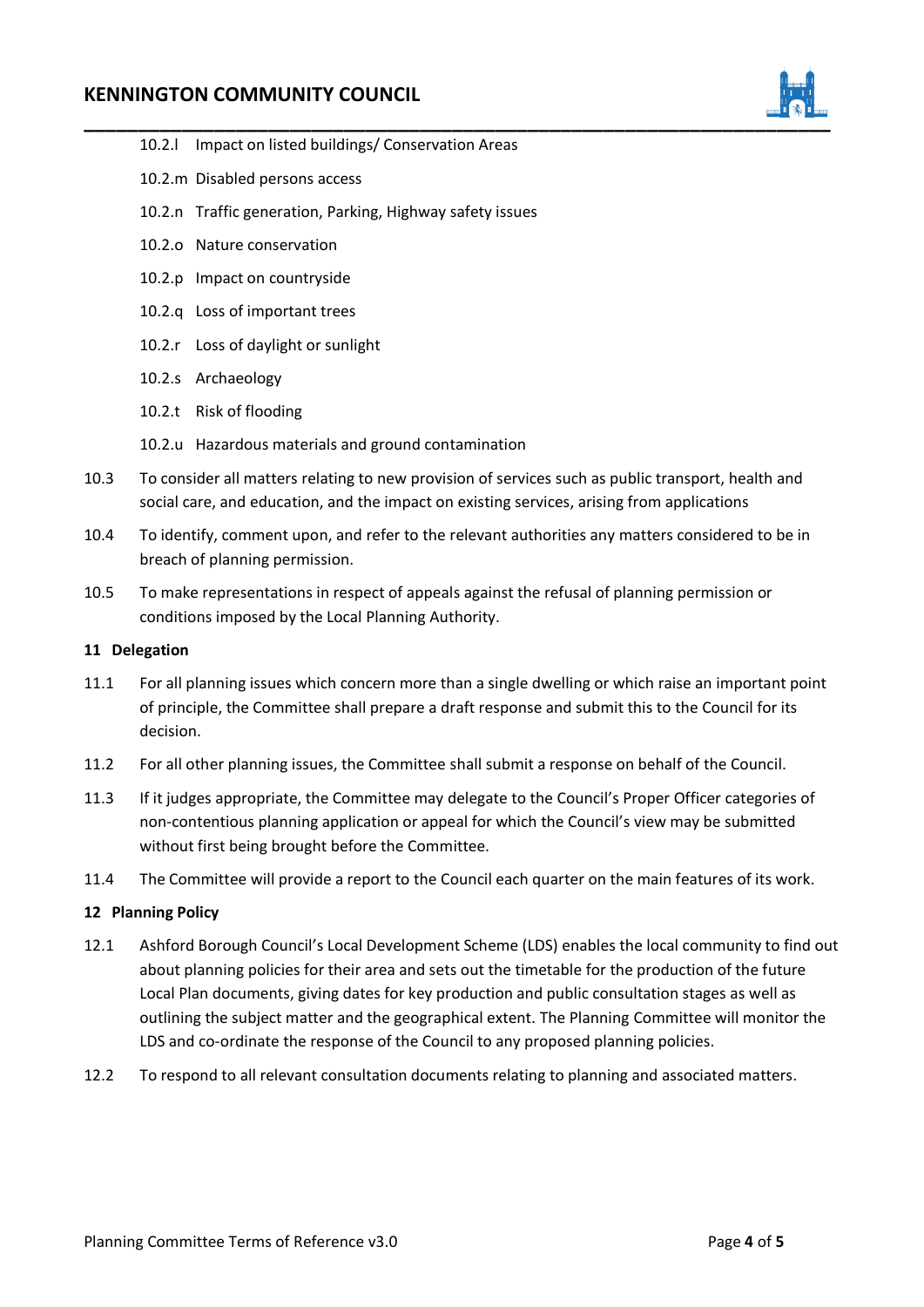10.2.l Impact on listed buildings/ Conservation Areas

10.2.m Disabled persons access

10.2.n Traffic generation, Parking, Highway safety issues

10.2.o Nature conservation

10.2.p Impact on countryside

10.2.q Loss of important trees

10.2.r Loss of daylight or sunlight

10.2.s Archaeology

10.2.t Risk of flooding

10.2.u Hazardous materials and ground contamination

10.3 To consider all matters relating to new provision of services such as public transport, health and social care, and education, and the impact on existing services, arising from applications

10.4 To identify, comment upon, and refer to the relevant authorities any matters considered to be in breach of planning permission.

10.5 To make representations in respect of appeals against the refusal of planning permission or conditions imposed by the Local Planning Authority.

**11 Delegation**

11.1 For all planning issues which concern more than a single dwelling or which raise an important point of principle, the Committee shall prepare a draft response and submit this to the Council for its decision.

11.2 For all other planning issues, the Committee shall submit a response on behalf of the Council.

11.3 If it judges appropriate, the Committee may delegate to the Council's Proper Officer categories of non-contentious planning application or appeal for which the Council's view may be submitted without first being brought before the Committee.

11.4 The Committee will provide a report to the Council each quarter on the main features of its work.

**12 Planning Policy**

12.1 Ashford Borough Council's Local Development Scheme (LDS) enables the local community to find out about planning policies for their area and sets out the timetable for the production of the future Local Plan documents, giving dates for key production and public consultation stages as well as outlining the subject matter and the geographical extent. The Planning Committee will monitor the LDS and co-ordinate the response of the Council to any proposed planning policies.

12.2 To respond to all relevant consultation documents relating to planning and associated matters.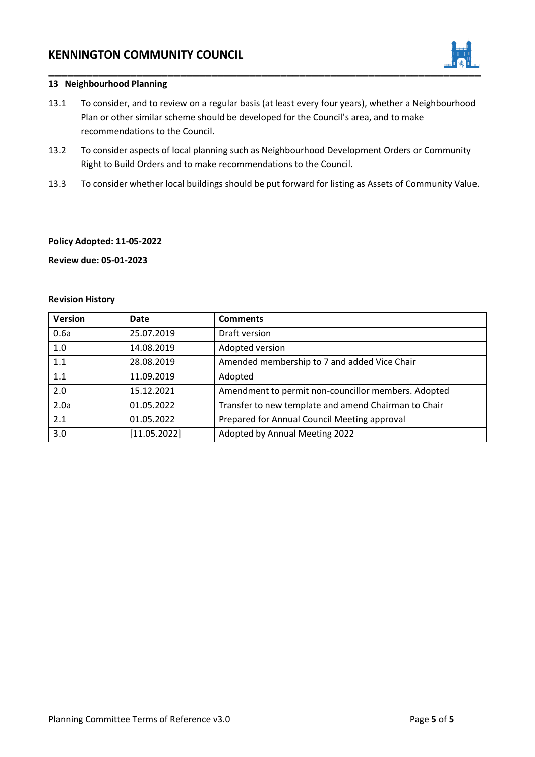## 13 Neighbourhood Planning

13.1 To consider, and to review on a regular basis (at least every four years), whether a Neighbourhood Plan or other similar scheme should be developed for the Council's area, and to make recommendations to the Council.

13.2 To consider aspects of local planning such as Neighbourhood Development Orders or Community Right to Build Orders and to make recommendations to the Council.

13.3 To consider whether local buildings should be put forward for listing as Assets of Community Value.

**Policy Adopted: 11-05-2022**

**Review due: 05-01-2023**

**Revision History**

| Version | Date | Comments |
|---|---|---|
| 0.6a | 25.07.2019 | Draft version |
| 1.0 | 14.08.2019 | Adopted version |
| 1.1 | 28.08.2019 | Amended membership to 7 and added Vice Chair |
| 1.1 | 11.09.2019 | Adopted |
| 2.0 | 15.12.2021 | Amendment to permit non-councillor members. Adopted |
| 2.0a | 01.05.2022 | Transfer to new template and amend Chairman to Chair |
| 2.1 | 01.05.2022 | Prepared for Annual Council Meeting approval |
| 3.0 | [11.05.2022] | Adopted by Annual Meeting 2022 |